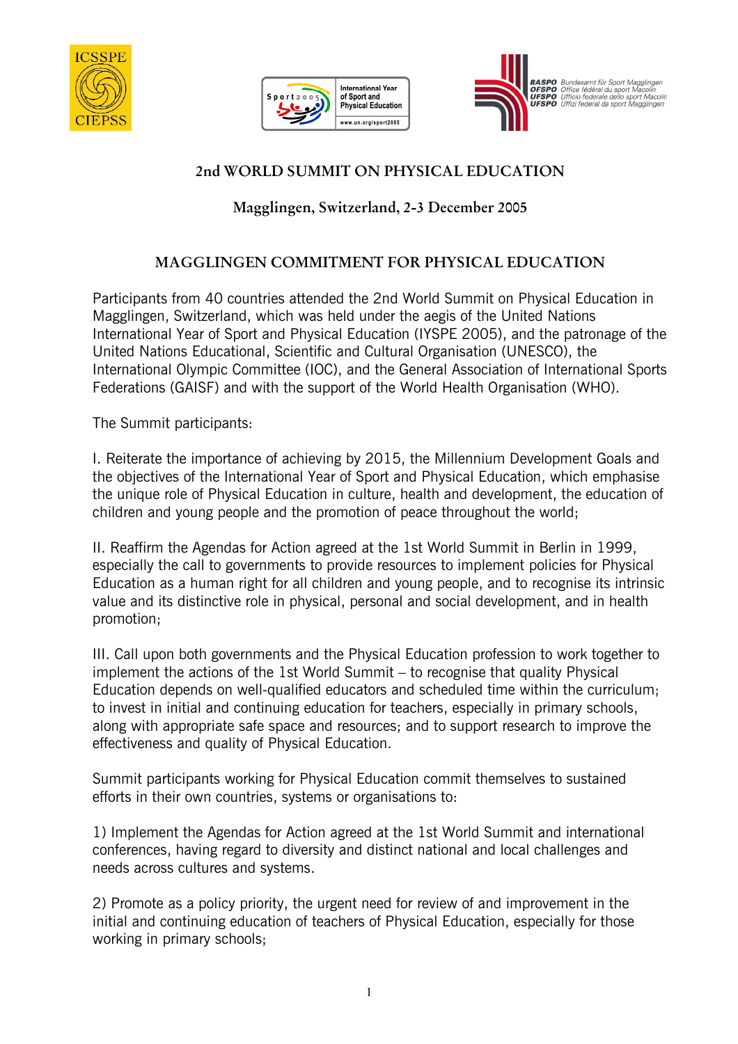## 2nd WORLD SUMMIT ON PHYSICAL EDUCATION

### Magglingen, Switzerland, 2-3 December 2005

## MAGGLINGEN COMMITMENT FOR PHYSICAL EDUCATION

Participants from 40 countries attended the 2nd World Summit on Physical Education in Magglingen, Switzerland, which was held under the aegis of the United Nations International Year of Sport and Physical Education (IYSPE 2005), and the patronage of the United Nations Educational, Scientific and Cultural Organisation (UNESCO), the International Olympic Committee (IOC), and the General Association of International Sports Federations (GAISF) and with the support of the World Health Organisation (WHO).

The Summit participants:

I. Reiterate the importance of achieving by 2015, the Millennium Development Goals and the objectives of the International Year of Sport and Physical Education, which emphasise the unique role of Physical Education in culture, health and development, the education of children and young people and the promotion of peace throughout the world;

II. Reaffirm the Agendas for Action agreed at the 1st World Summit in Berlin in 1999, especially the call to governments to provide resources to implement policies for Physical Education as a human right for all children and young people, and to recognise its intrinsic value and its distinctive role in physical, personal and social development, and in health promotion;

III. Call upon both governments and the Physical Education profession to work together to implement the actions of the 1st World Summit – to recognise that quality Physical Education depends on well-qualified educators and scheduled time within the curriculum; to invest in initial and continuing education for teachers, especially in primary schools, along with appropriate safe space and resources; and to support research to improve the effectiveness and quality of Physical Education.

Summit participants working for Physical Education commit themselves to sustained efforts in their own countries, systems or organisations to:

1) Implement the Agendas for Action agreed at the 1st World Summit and international conferences, having regard to diversity and distinct national and local challenges and needs across cultures and systems.

2) Promote as a policy priority, the urgent need for review of and improvement in the initial and continuing education of teachers of Physical Education, especially for those working in primary schools;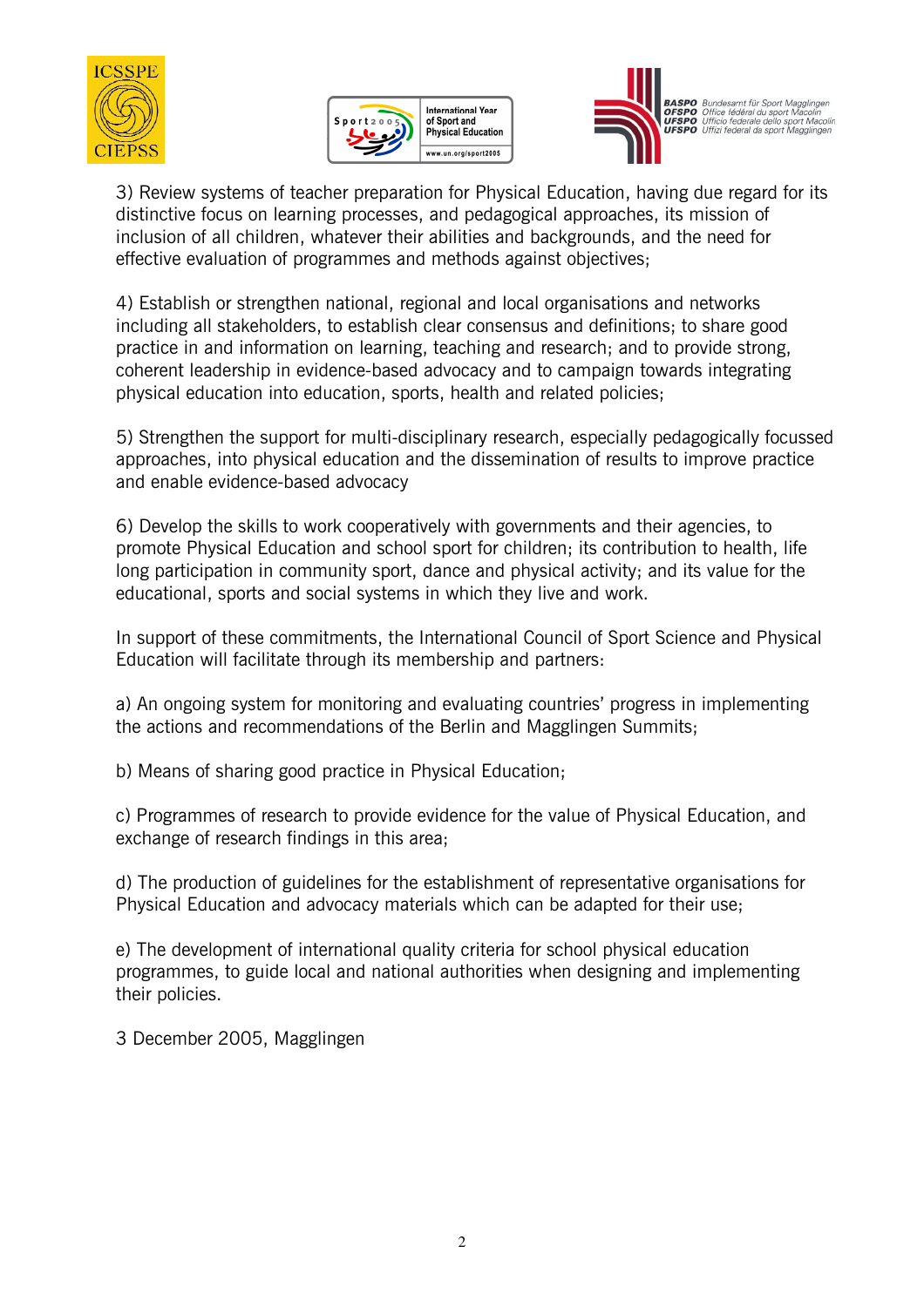3) Review systems of teacher preparation for Physical Education, having due regard for its distinctive focus on learning processes, and pedagogical approaches, its mission of inclusion of all children, whatever their abilities and backgrounds, and the need for effective evaluation of programmes and methods against objectives;

4) Establish or strengthen national, regional and local organisations and networks including all stakeholders, to establish clear consensus and definitions; to share good practice in and information on learning, teaching and research; and to provide strong, coherent leadership in evidence-based advocacy and to campaign towards integrating physical education into education, sports, health and related policies;

5) Strengthen the support for multi-disciplinary research, especially pedagogically focussed approaches, into physical education and the dissemination of results to improve practice and enable evidence-based advocacy

6) Develop the skills to work cooperatively with governments and their agencies, to promote Physical Education and school sport for children; its contribution to health, life long participation in community sport, dance and physical activity; and its value for the educational, sports and social systems in which they live and work.

In support of these commitments, the International Council of Sport Science and Physical Education will facilitate through its membership and partners:

a) An ongoing system for monitoring and evaluating countries' progress in implementing the actions and recommendations of the Berlin and Magglingen Summits;

b) Means of sharing good practice in Physical Education;

c) Programmes of research to provide evidence for the value of Physical Education, and exchange of research findings in this area;

d) The production of guidelines for the establishment of representative organisations for Physical Education and advocacy materials which can be adapted for their use;

e) The development of international quality criteria for school physical education programmes, to guide local and national authorities when designing and implementing their policies.

3 December 2005, Magglingen